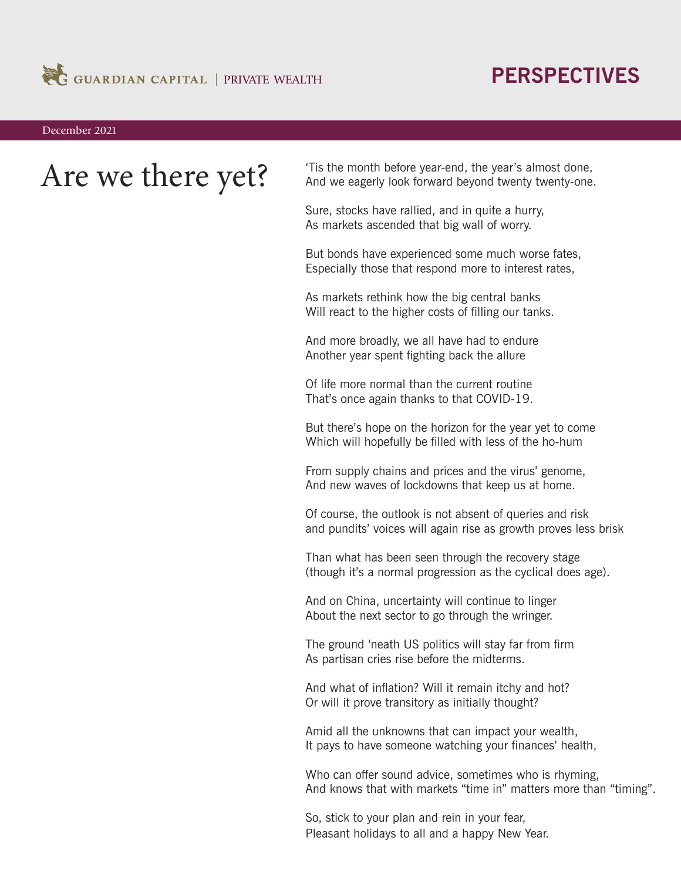GUARDIAN CAPITAL | PRIVATE WEALTH

**PERSPECTIVES**

December 2021

# Are we there yet?

'Tis the month before year-end, the year's almost done,
And we eagerly look forward beyond twenty twenty-one.

Sure, stocks have rallied, and in quite a hurry,
As markets ascended that big wall of worry.

But bonds have experienced some much worse fates,
Especially those that respond more to interest rates,

As markets rethink how the big central banks
Will react to the higher costs of filling our tanks.

And more broadly, we all have had to endure
Another year spent fighting back the allure

Of life more normal than the current routine
That's once again thanks to that COVID-19.

But there's hope on the horizon for the year yet to come
Which will hopefully be filled with less of the ho-hum

From supply chains and prices and the virus' genome,
And new waves of lockdowns that keep us at home.

Of course, the outlook is not absent of queries and risk
and pundits' voices will again rise as growth proves less brisk

Than what has been seen through the recovery stage
(though it's a normal progression as the cyclical does age).

And on China, uncertainty will continue to linger
About the next sector to go through the wringer.

The ground 'neath US politics will stay far from firm
As partisan cries rise before the midterms.

And what of inflation? Will it remain itchy and hot?
Or will it prove transitory as initially thought?

Amid all the unknowns that can impact your wealth,
It pays to have someone watching your finances' health,

Who can offer sound advice, sometimes who is rhyming,
And knows that with markets "time in" matters more than "timing".

So, stick to your plan and rein in your fear,
Pleasant holidays to all and a happy New Year.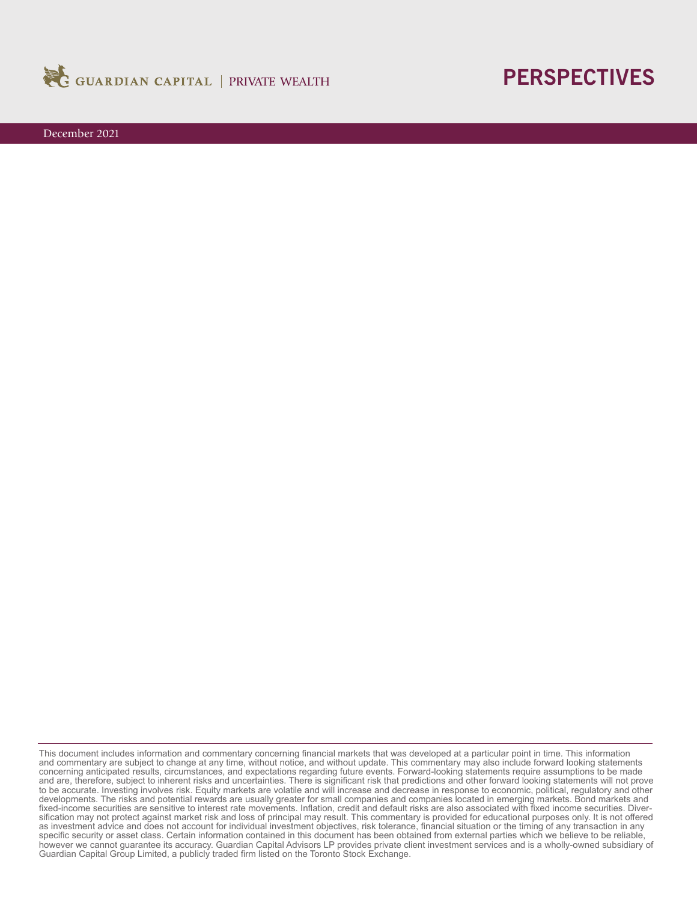GUARDIAN CAPITAL | PRIVATE WEALTH

# PERSPECTIVES

December 2021

This document includes information and commentary concerning financial markets that was developed at a particular point in time. This information and commentary are subject to change at any time, without notice, and without update. This commentary may also include forward looking statements concerning anticipated results, circumstances, and expectations regarding future events. Forward-looking statements require assumptions to be made and are, therefore, subject to inherent risks and uncertainties. There is significant risk that predictions and other forward looking statements will not prove to be accurate. Investing involves risk. Equity markets are volatile and will increase and decrease in response to economic, political, regulatory and other developments. The risks and potential rewards are usually greater for small companies and companies located in emerging markets. Bond markets and fixed-income securities are sensitive to interest rate movements. Inflation, credit and default risks are also associated with fixed income securities. Diversification may not protect against market risk and loss of principal may result. This commentary is provided for educational purposes only. It is not offered as investment advice and does not account for individual investment objectives, risk tolerance, financial situation or the timing of any transaction in any specific security or asset class. Certain information contained in this document has been obtained from external parties which we believe to be reliable, however we cannot guarantee its accuracy. Guardian Capital Advisors LP provides private client investment services and is a wholly-owned subsidiary of Guardian Capital Group Limited, a publicly traded firm listed on the Toronto Stock Exchange.